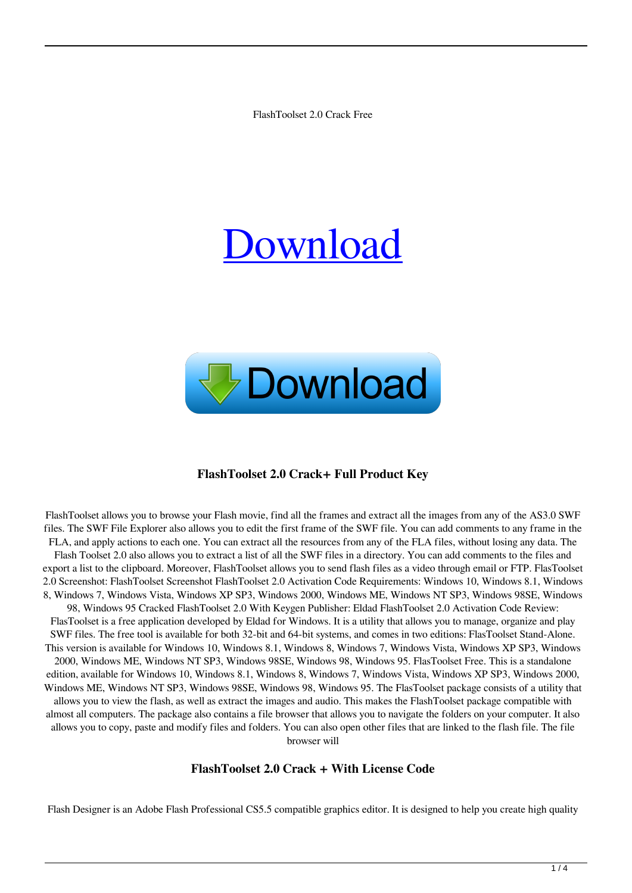FlashToolset 2.0 Crack Free

# Download

Download

### FlashToolset 2.0 Crack+ Full Product Key

FlashToolset allows you to browse your Flash movie, find all the frames and extract all the images from any of the AS3.0 SWF files. The SWF File Explorer also allows you to edit the first frame of the SWF file. You can add comments to any frame in the FLA, and apply actions to each one. You can extract all the resources from any of the FLA files, without losing any data. The Flash Toolset 2.0 also allows you to extract a list of all the SWF files in a directory. You can add comments to the files and export a list to the clipboard. Moreover, FlashToolset allows you to send flash files as a video through email or FTP. FlasToolset 2.0 Screenshot: FlashToolset Screenshot FlashToolset 2.0 Activation Code Requirements: Windows 10, Windows 8.1, Windows 8, Windows 7, Windows Vista, Windows XP SP3, Windows 2000, Windows ME, Windows NT SP3, Windows 98SE, Windows 98, Windows 95 Cracked FlashToolset 2.0 With Keygen Publisher: Eldad FlashToolset 2.0 Activation Code Review: FlasToolset is a free application developed by Eldad for Windows. It is a utility that allows you to manage, organize and play SWF files. The free tool is available for both 32-bit and 64-bit systems, and comes in two editions: FlasToolset Stand-Alone. This version is available for Windows 10, Windows 8.1, Windows 8, Windows 7, Windows Vista, Windows XP SP3, Windows 2000, Windows ME, Windows NT SP3, Windows 98SE, Windows 98, Windows 95. FlasToolset Free. This is a standalone edition, available for Windows 10, Windows 8.1, Windows 8, Windows 7, Windows Vista, Windows XP SP3, Windows 2000, Windows ME, Windows NT SP3, Windows 98SE, Windows 98, Windows 95. The FlasToolset package consists of a utility that allows you to view the flash, as well as extract the images and audio. This makes the FlashToolset package compatible with almost all computers. The package also contains a file browser that allows you to navigate the folders on your computer. It also allows you to copy, paste and modify files and folders. You can also open other files that are linked to the flash file. The file browser will

### FlashToolset 2.0 Crack + With License Code

Flash Designer is an Adobe Flash Professional CS5.5 compatible graphics editor. It is designed to help you create high quality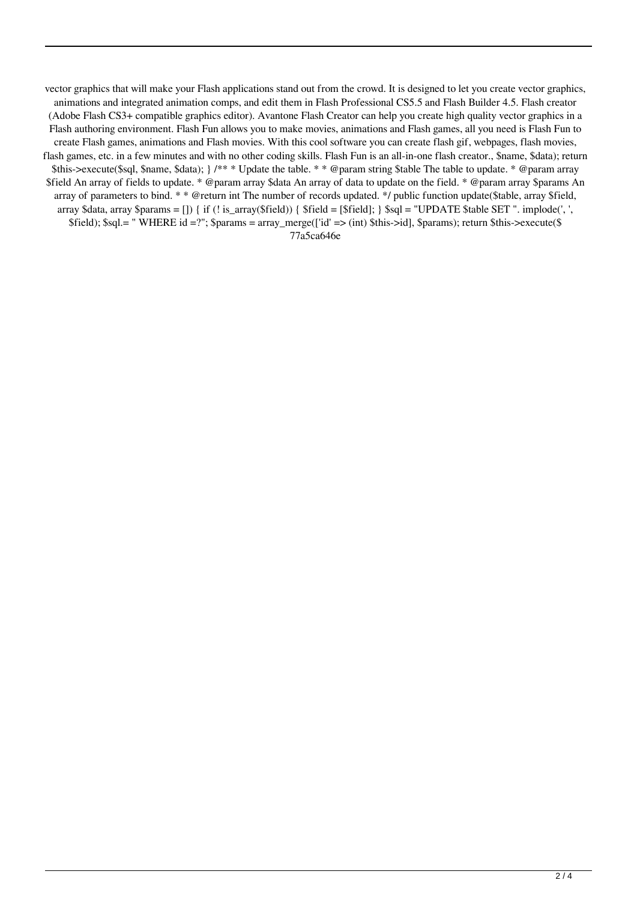vector graphics that will make your Flash applications stand out from the crowd. It is designed to let you create vector graphics, animations and integrated animation comps, and edit them in Flash Professional CS5.5 and Flash Builder 4.5. Flash creator (Adobe Flash CS3+ compatible graphics editor). Avantone Flash Creator can help you create high quality vector graphics in a Flash authoring environment. Flash Fun allows you to make movies, animations and Flash games, all you need is Flash Fun to create Flash games, animations and Flash movies. With this cool software you can create flash gif, webpages, flash movies, flash games, etc. in a few minutes and with no other coding skills. Flash Fun is an all-in-one flash creator., $name, $data); return $this->execute($sql, $name, $data); } /** * Update the table. * * @param string $table The table to update. * @param array $field An array of fields to update. * @param array $data An array of data to update on the field. * @param array $params An array of parameters to bind. * * @return int The number of records updated. */ public function update($table, array $field, array $data, array $params = []) { if (! is_array($field)) { $field = [$field]; } $sql = "UPDATE $table SET ". implode(', ', $field); $sql.= " WHERE id =?"; $params = array_merge(['id' => (int) $this->id], $params); return $this->execute($ 77a5ca646e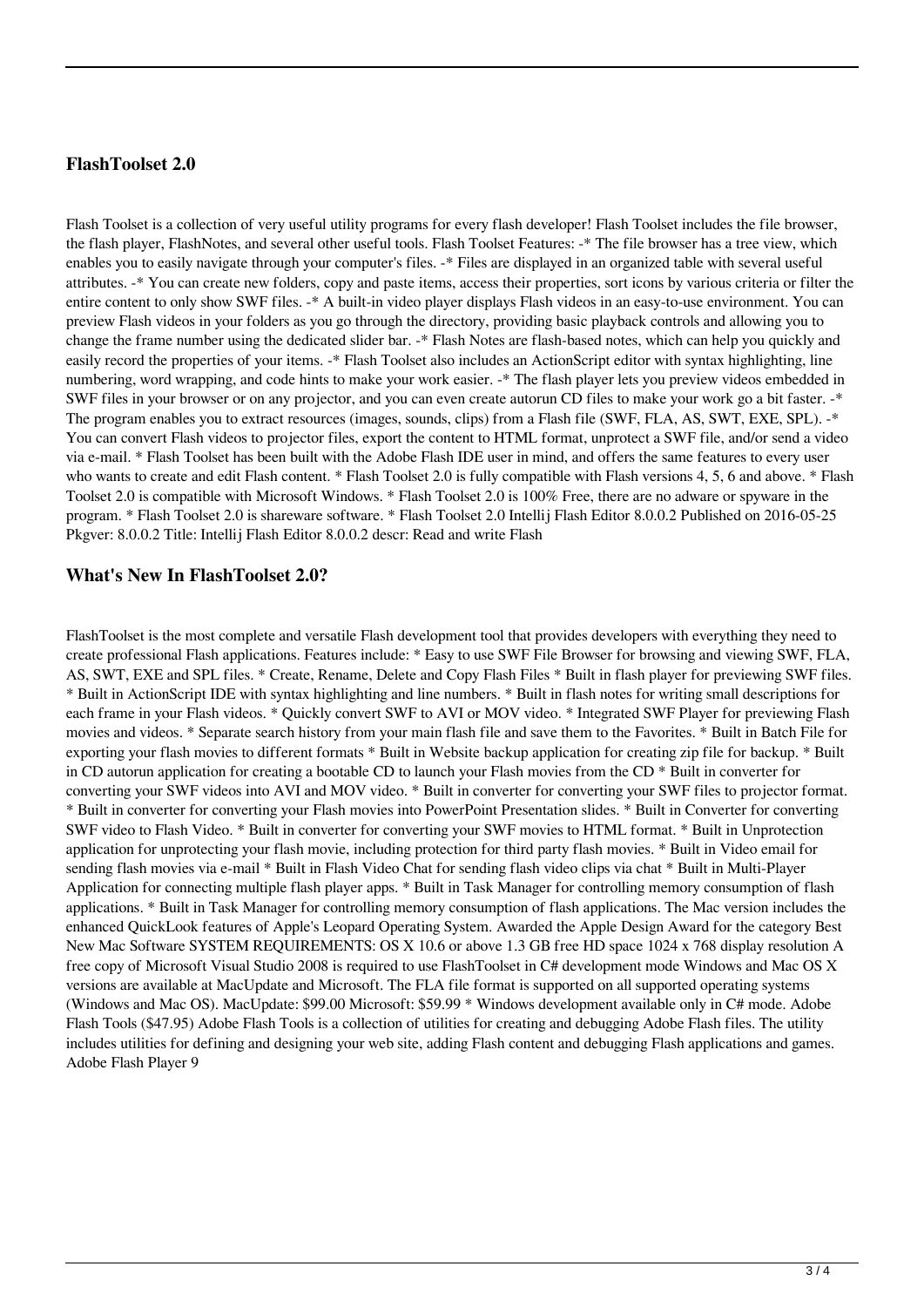## FlashToolset 2.0

Flash Toolset is a collection of very useful utility programs for every flash developer! Flash Toolset includes the file browser, the flash player, FlashNotes, and several other useful tools. Flash Toolset Features: -* The file browser has a tree view, which enables you to easily navigate through your computer's files. -* Files are displayed in an organized table with several useful attributes. -* You can create new folders, copy and paste items, access their properties, sort icons by various criteria or filter the entire content to only show SWF files. -* A built-in video player displays Flash videos in an easy-to-use environment. You can preview Flash videos in your folders as you go through the directory, providing basic playback controls and allowing you to change the frame number using the dedicated slider bar. -* Flash Notes are flash-based notes, which can help you quickly and easily record the properties of your items. -* Flash Toolset also includes an ActionScript editor with syntax highlighting, line numbering, word wrapping, and code hints to make your work easier. -* The flash player lets you preview videos embedded in SWF files in your browser or on any projector, and you can even create autorun CD files to make your work go a bit faster. -* The program enables you to extract resources (images, sounds, clips) from a Flash file (SWF, FLA, AS, SWT, EXE, SPL). -* You can convert Flash videos to projector files, export the content to HTML format, unprotect a SWF file, and/or send a video via e-mail. * Flash Toolset has been built with the Adobe Flash IDE user in mind, and offers the same features to every user who wants to create and edit Flash content. * Flash Toolset 2.0 is fully compatible with Flash versions 4, 5, 6 and above. * Flash Toolset 2.0 is compatible with Microsoft Windows. * Flash Toolset 2.0 is 100% Free, there are no adware or spyware in the program. * Flash Toolset 2.0 is shareware software. * Flash Toolset 2.0 Intellij Flash Editor 8.0.0.2 Published on 2016-05-25 Pkgver: 8.0.0.2 Title: Intellij Flash Editor 8.0.0.2 descr: Read and write Flash

## What's New In FlashToolset 2.0?

FlashToolset is the most complete and versatile Flash development tool that provides developers with everything they need to create professional Flash applications. Features include: * Easy to use SWF File Browser for browsing and viewing SWF, FLA, AS, SWT, EXE and SPL files. * Create, Rename, Delete and Copy Flash Files * Built in flash player for previewing SWF files. * Built in ActionScript IDE with syntax highlighting and line numbers. * Built in flash notes for writing small descriptions for each frame in your Flash videos. * Quickly convert SWF to AVI or MOV video. * Integrated SWF Player for previewing Flash movies and videos. * Separate search history from your main flash file and save them to the Favorites. * Built in Batch File for exporting your flash movies to different formats * Built in Website backup application for creating zip file for backup. * Built in CD autorun application for creating a bootable CD to launch your Flash movies from the CD * Built in converter for converting your SWF videos into AVI and MOV video. * Built in converter for converting your SWF files to projector format. * Built in converter for converting your Flash movies into PowerPoint Presentation slides. * Built in Converter for converting SWF video to Flash Video. * Built in converter for converting your SWF movies to HTML format. * Built in Unprotection application for unprotecting your flash movie, including protection for third party flash movies. * Built in Video email for sending flash movies via e-mail * Built in Flash Video Chat for sending flash video clips via chat * Built in Multi-Player Application for connecting multiple flash player apps. * Built in Task Manager for controlling memory consumption of flash applications. * Built in Task Manager for controlling memory consumption of flash applications. The Mac version includes the enhanced QuickLook features of Apple's Leopard Operating System. Awarded the Apple Design Award for the category Best New Mac Software SYSTEM REQUIREMENTS: OS X 10.6 or above 1.3 GB free HD space 1024 x 768 display resolution A free copy of Microsoft Visual Studio 2008 is required to use FlashToolset in C# development mode Windows and Mac OS X versions are available at MacUpdate and Microsoft. The FLA file format is supported on all supported operating systems (Windows and Mac OS). MacUpdate: $99.00 Microsoft: $59.99 * Windows development available only in C# mode. Adobe Flash Tools ($47.95) Adobe Flash Tools is a collection of utilities for creating and debugging Adobe Flash files. The utility includes utilities for defining and designing your web site, adding Flash content and debugging Flash applications and games. Adobe Flash Player 9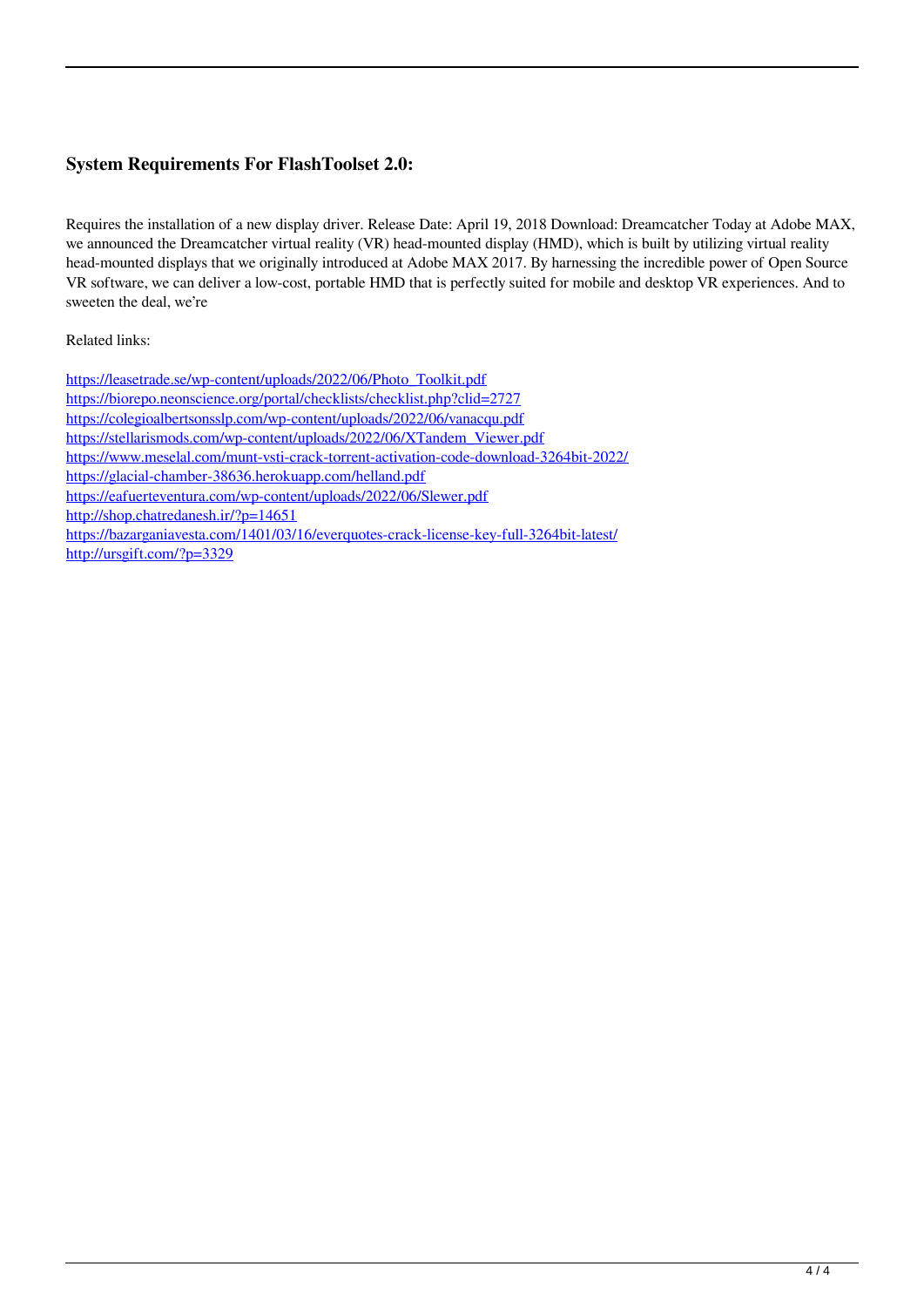### System Requirements For FlashToolset 2.0:

Requires the installation of a new display driver. Release Date: April 19, 2018 Download: Dreamcatcher Today at Adobe MAX, we announced the Dreamcatcher virtual reality (VR) head-mounted display (HMD), which is built by utilizing virtual reality head-mounted displays that we originally introduced at Adobe MAX 2017. By harnessing the incredible power of Open Source VR software, we can deliver a low-cost, portable HMD that is perfectly suited for mobile and desktop VR experiences. And to sweeten the deal, we're

Related links:

https://leasetrade.se/wp-content/uploads/2022/06/Photo_Toolkit.pdf
https://biorepo.neonscience.org/portal/checklists/checklist.php?clid=2727
https://colegioalbertsonsslp.com/wp-content/uploads/2022/06/vanacqu.pdf
https://stellarismods.com/wp-content/uploads/2022/06/XTandem_Viewer.pdf
https://www.meselal.com/munt-vsti-crack-torrent-activation-code-download-3264bit-2022/
https://glacial-chamber-38636.herokuapp.com/helland.pdf
https://eafuerteventura.com/wp-content/uploads/2022/06/Slewer.pdf
http://shop.chatredanesh.ir/?p=14651
https://bazarganiavesta.com/1401/03/16/everquotes-crack-license-key-full-3264bit-latest/
http://ursgift.com/?p=3329